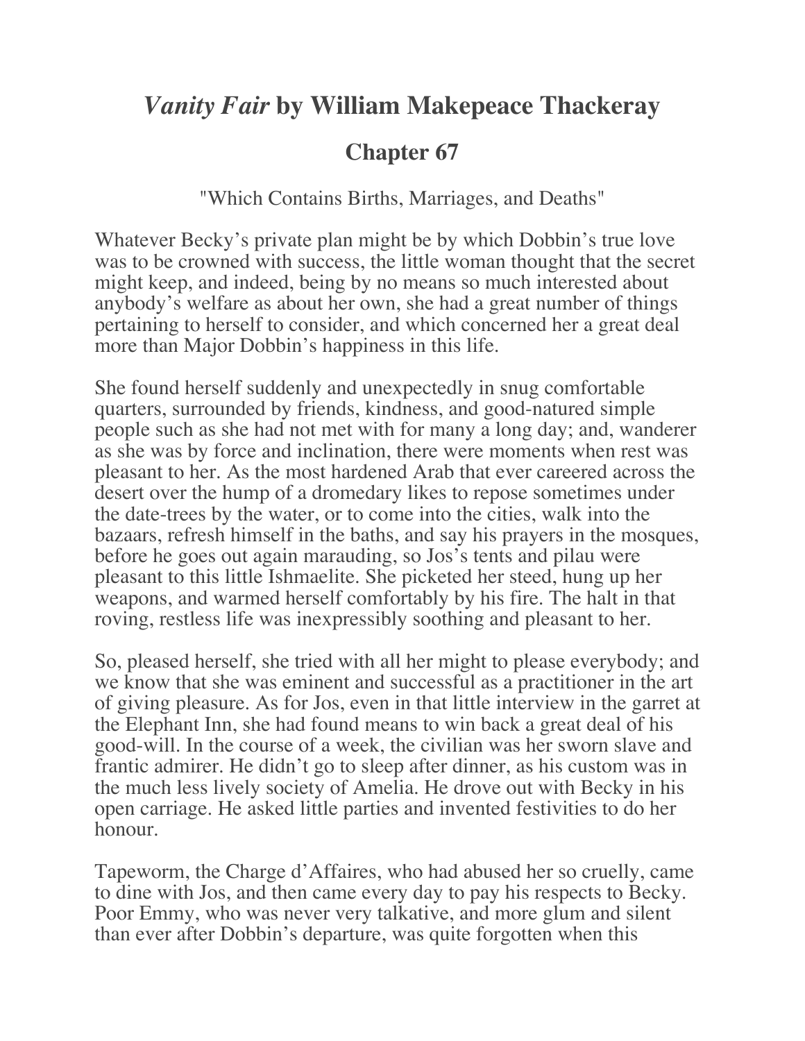# *Vanity Fair* by William Makepeace Thackeray

## Chapter 67

"Which Contains Births, Marriages, and Deaths"

Whatever Becky's private plan might be by which Dobbin's true love was to be crowned with success, the little woman thought that the secret might keep, and indeed, being by no means so much interested about anybody's welfare as about her own, she had a great number of things pertaining to herself to consider, and which concerned her a great deal more than Major Dobbin's happiness in this life.

She found herself suddenly and unexpectedly in snug comfortable quarters, surrounded by friends, kindness, and good-natured simple people such as she had not met with for many a long day; and, wanderer as she was by force and inclination, there were moments when rest was pleasant to her. As the most hardened Arab that ever careered across the desert over the hump of a dromedary likes to repose sometimes under the date-trees by the water, or to come into the cities, walk into the bazaars, refresh himself in the baths, and say his prayers in the mosques, before he goes out again marauding, so Jos's tents and pilau were pleasant to this little Ishmaelite. She picketed her steed, hung up her weapons, and warmed herself comfortably by his fire. The halt in that roving, restless life was inexpressibly soothing and pleasant to her.

So, pleased herself, she tried with all her might to please everybody; and we know that she was eminent and successful as a practitioner in the art of giving pleasure. As for Jos, even in that little interview in the garret at the Elephant Inn, she had found means to win back a great deal of his good-will. In the course of a week, the civilian was her sworn slave and frantic admirer. He didn't go to sleep after dinner, as his custom was in the much less lively society of Amelia. He drove out with Becky in his open carriage. He asked little parties and invented festivities to do her honour.

Tapeworm, the Charge d'Affaires, who had abused her so cruelly, came to dine with Jos, and then came every day to pay his respects to Becky. Poor Emmy, who was never very talkative, and more glum and silent than ever after Dobbin's departure, was quite forgotten when this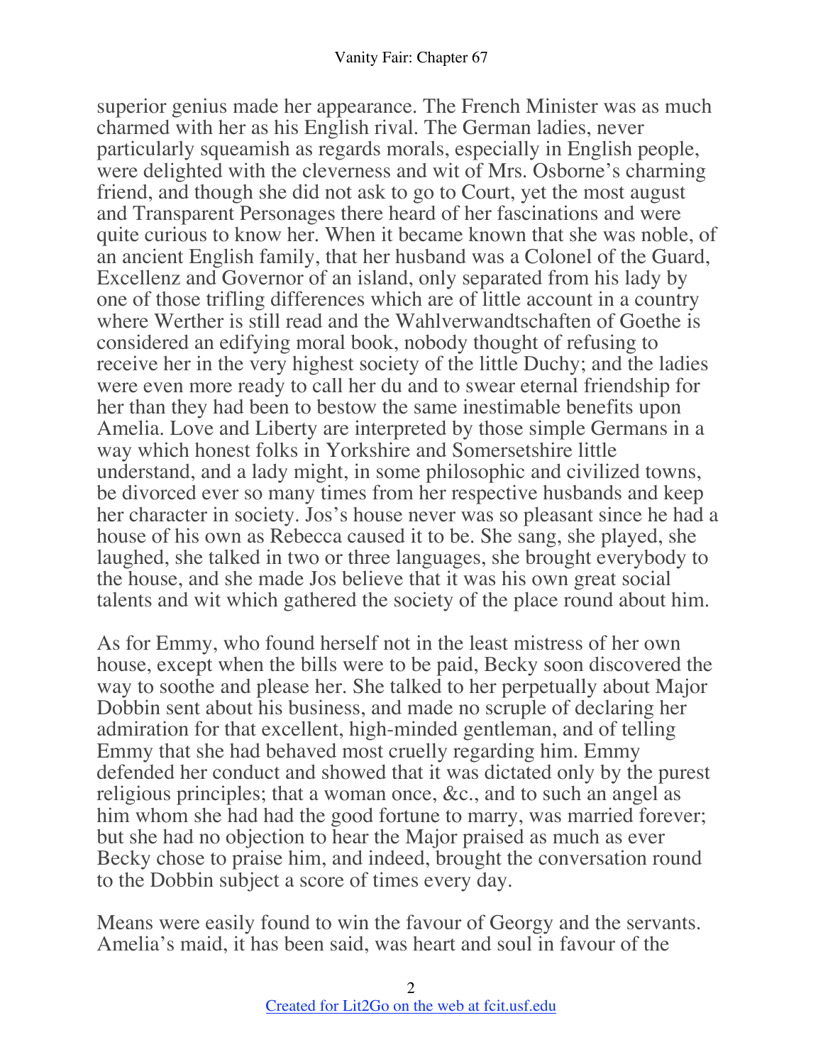superior genius made her appearance. The French Minister was as much charmed with her as his English rival. The German ladies, never particularly squeamish as regards morals, especially in English people, were delighted with the cleverness and wit of Mrs. Osborne's charming friend, and though she did not ask to go to Court, yet the most august and Transparent Personages there heard of her fascinations and were quite curious to know her. When it became known that she was noble, of an ancient English family, that her husband was a Colonel of the Guard, Excellenz and Governor of an island, only separated from his lady by one of those trifling differences which are of little account in a country where Werther is still read and the Wahlverwandtschaften of Goethe is considered an edifying moral book, nobody thought of refusing to receive her in the very highest society of the little Duchy; and the ladies were even more ready to call her du and to swear eternal friendship for her than they had been to bestow the same inestimable benefits upon Amelia. Love and Liberty are interpreted by those simple Germans in a way which honest folks in Yorkshire and Somersetshire little understand, and a lady might, in some philosophic and civilized towns, be divorced ever so many times from her respective husbands and keep her character in society. Jos's house never was so pleasant since he had a house of his own as Rebecca caused it to be. She sang, she played, she laughed, she talked in two or three languages, she brought everybody to the house, and she made Jos believe that it was his own great social talents and wit which gathered the society of the place round about him.

As for Emmy, who found herself not in the least mistress of her own house, except when the bills were to be paid, Becky soon discovered the way to soothe and please her. She talked to her perpetually about Major Dobbin sent about his business, and made no scruple of declaring her admiration for that excellent, high-minded gentleman, and of telling Emmy that she had behaved most cruelly regarding him. Emmy defended her conduct and showed that it was dictated only by the purest religious principles; that a woman once, &c., and to such an angel as him whom she had had the good fortune to marry, was married forever; but she had no objection to hear the Major praised as much as ever Becky chose to praise him, and indeed, brought the conversation round to the Dobbin subject a score of times every day.

Means were easily found to win the favour of Georgy and the servants. Amelia's maid, it has been said, was heart and soul in favour of the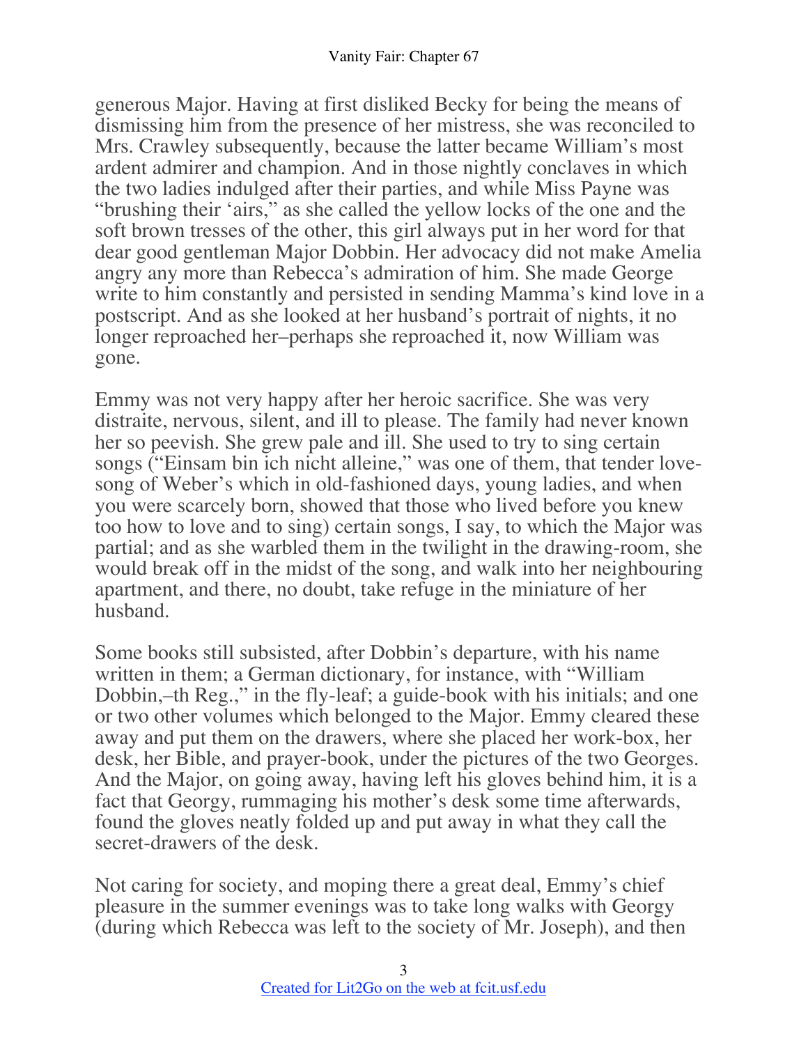generous Major. Having at first disliked Becky for being the means of dismissing him from the presence of her mistress, she was reconciled to Mrs. Crawley subsequently, because the latter became William's most ardent admirer and champion. And in those nightly conclaves in which the two ladies indulged after their parties, and while Miss Payne was "brushing their 'airs," as she called the yellow locks of the one and the soft brown tresses of the other, this girl always put in her word for that dear good gentleman Major Dobbin. Her advocacy did not make Amelia angry any more than Rebecca's admiration of him. She made George write to him constantly and persisted in sending Mamma's kind love in a postscript. And as she looked at her husband's portrait of nights, it no longer reproached her–perhaps she reproached it, now William was gone.

Emmy was not very happy after her heroic sacrifice. She was very distraite, nervous, silent, and ill to please. The family had never known her so peevish. She grew pale and ill. She used to try to sing certain songs ("Einsam bin ich nicht alleine," was one of them, that tender love-song of Weber's which in old-fashioned days, young ladies, and when you were scarcely born, showed that those who lived before you knew too how to love and to sing) certain songs, I say, to which the Major was partial; and as she warbled them in the twilight in the drawing-room, she would break off in the midst of the song, and walk into her neighbouring apartment, and there, no doubt, take refuge in the miniature of her husband.

Some books still subsisted, after Dobbin's departure, with his name written in them; a German dictionary, for instance, with "William Dobbin,–th Reg.," in the fly-leaf; a guide-book with his initials; and one or two other volumes which belonged to the Major. Emmy cleared these away and put them on the drawers, where she placed her work-box, her desk, her Bible, and prayer-book, under the pictures of the two Georges. And the Major, on going away, having left his gloves behind him, it is a fact that Georgy, rummaging his mother's desk some time afterwards, found the gloves neatly folded up and put away in what they call the secret-drawers of the desk.

Not caring for society, and moping there a great deal, Emmy's chief pleasure in the summer evenings was to take long walks with Georgy (during which Rebecca was left to the society of Mr. Joseph), and then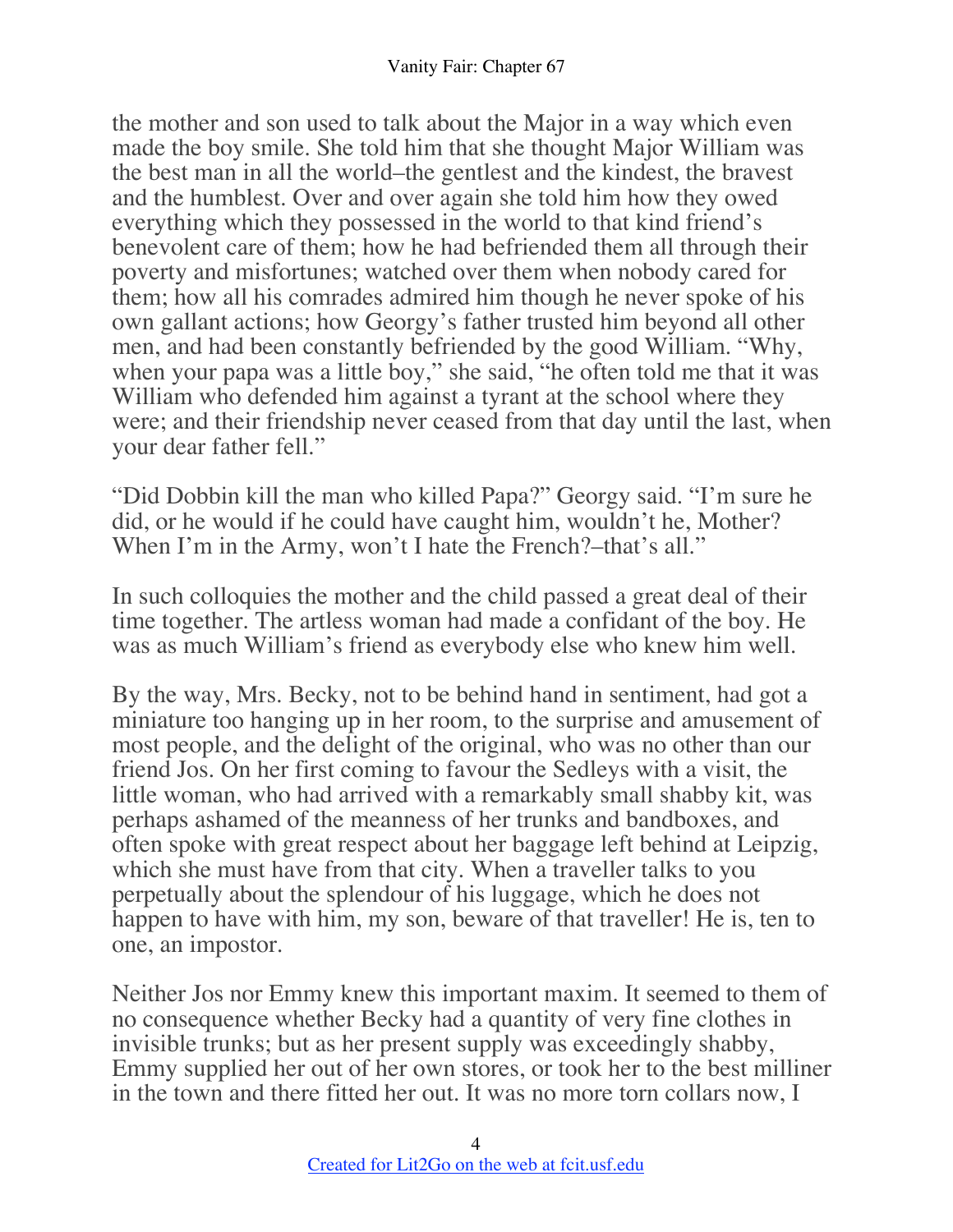the mother and son used to talk about the Major in a way which even made the boy smile. She told him that she thought Major William was the best man in all the world–the gentlest and the kindest, the bravest and the humblest. Over and over again she told him how they owed everything which they possessed in the world to that kind friend's benevolent care of them; how he had befriended them all through their poverty and misfortunes; watched over them when nobody cared for them; how all his comrades admired him though he never spoke of his own gallant actions; how Georgy's father trusted him beyond all other men, and had been constantly befriended by the good William. "Why, when your papa was a little boy," she said, "he often told me that it was William who defended him against a tyrant at the school where they were; and their friendship never ceased from that day until the last, when your dear father fell."

"Did Dobbin kill the man who killed Papa?" Georgy said. "I'm sure he did, or he would if he could have caught him, wouldn't he, Mother? When I'm in the Army, won't I hate the French?–that's all."

In such colloquies the mother and the child passed a great deal of their time together. The artless woman had made a confidant of the boy. He was as much William's friend as everybody else who knew him well.

By the way, Mrs. Becky, not to be behind hand in sentiment, had got a miniature too hanging up in her room, to the surprise and amusement of most people, and the delight of the original, who was no other than our friend Jos. On her first coming to favour the Sedleys with a visit, the little woman, who had arrived with a remarkably small shabby kit, was perhaps ashamed of the meanness of her trunks and bandboxes, and often spoke with great respect about her baggage left behind at Leipzig, which she must have from that city. When a traveller talks to you perpetually about the splendour of his luggage, which he does not happen to have with him, my son, beware of that traveller! He is, ten to one, an impostor.

Neither Jos nor Emmy knew this important maxim. It seemed to them of no consequence whether Becky had a quantity of very fine clothes in invisible trunks; but as her present supply was exceedingly shabby, Emmy supplied her out of her own stores, or took her to the best milliner in the town and there fitted her out. It was no more torn collars now, I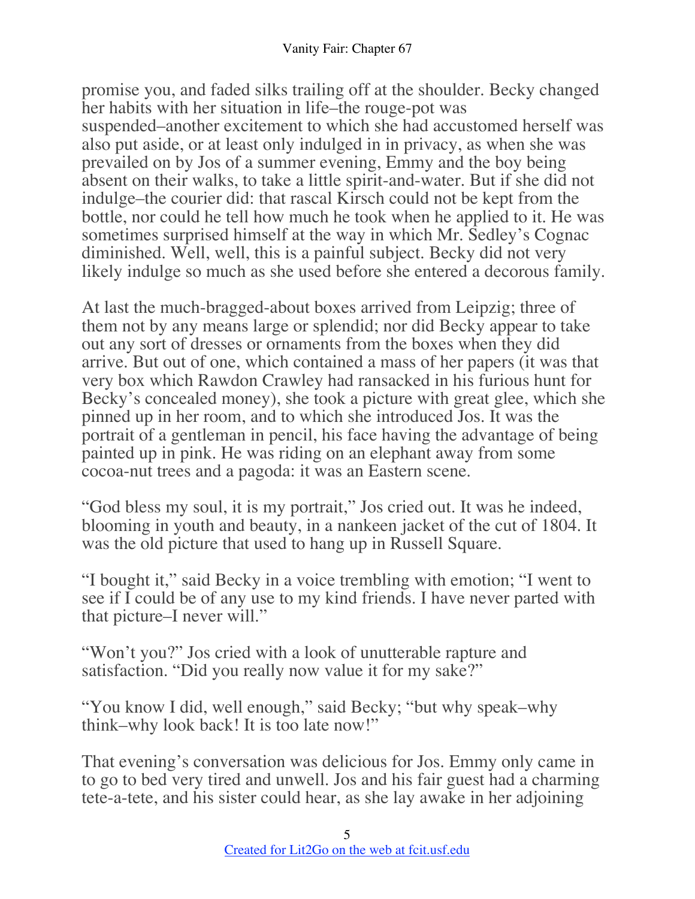promise you, and faded silks trailing off at the shoulder. Becky changed her habits with her situation in life–the rouge-pot was suspended–another excitement to which she had accustomed herself was also put aside, or at least only indulged in in privacy, as when she was prevailed on by Jos of a summer evening, Emmy and the boy being absent on their walks, to take a little spirit-and-water. But if she did not indulge–the courier did: that rascal Kirsch could not be kept from the bottle, nor could he tell how much he took when he applied to it. He was sometimes surprised himself at the way in which Mr. Sedley's Cognac diminished. Well, well, this is a painful subject. Becky did not very likely indulge so much as she used before she entered a decorous family.

At last the much-bragged-about boxes arrived from Leipzig; three of them not by any means large or splendid; nor did Becky appear to take out any sort of dresses or ornaments from the boxes when they did arrive. But out of one, which contained a mass of her papers (it was that very box which Rawdon Crawley had ransacked in his furious hunt for Becky's concealed money), she took a picture with great glee, which she pinned up in her room, and to which she introduced Jos. It was the portrait of a gentleman in pencil, his face having the advantage of being painted up in pink. He was riding on an elephant away from some cocoa-nut trees and a pagoda: it was an Eastern scene.

"God bless my soul, it is my portrait," Jos cried out. It was he indeed, blooming in youth and beauty, in a nankeen jacket of the cut of 1804. It was the old picture that used to hang up in Russell Square.

"I bought it," said Becky in a voice trembling with emotion; "I went to see if I could be of any use to my kind friends. I have never parted with that picture–I never will."

"Won't you?" Jos cried with a look of unutterable rapture and satisfaction. "Did you really now value it for my sake?"

"You know I did, well enough," said Becky; "but why speak–why think–why look back! It is too late now!"

That evening's conversation was delicious for Jos. Emmy only came in to go to bed very tired and unwell. Jos and his fair guest had a charming tete-a-tete, and his sister could hear, as she lay awake in her adjoining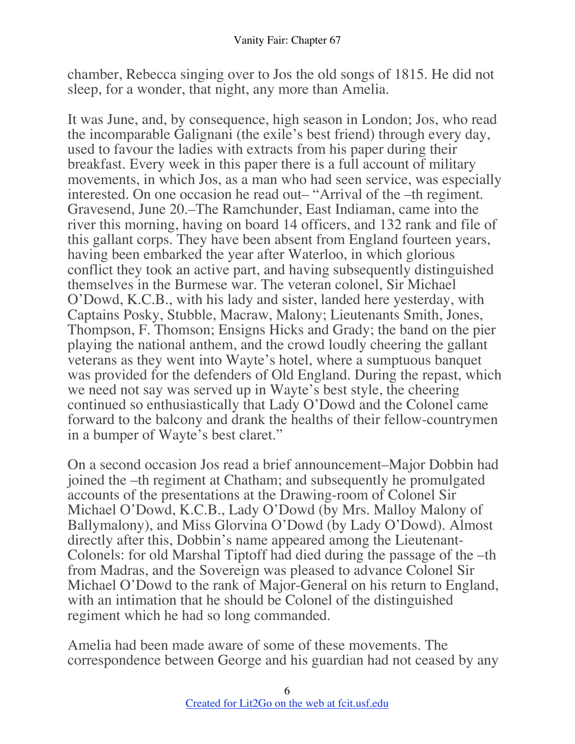chamber, Rebecca singing over to Jos the old songs of 1815. He did not sleep, for a wonder, that night, any more than Amelia.

It was June, and, by consequence, high season in London; Jos, who read the incomparable Galignani (the exile's best friend) through every day, used to favour the ladies with extracts from his paper during their breakfast. Every week in this paper there is a full account of military movements, in which Jos, as a man who had seen service, was especially interested. On one occasion he read out– "Arrival of the –th regiment. Gravesend, June 20.–The Ramchunder, East Indiaman, came into the river this morning, having on board 14 officers, and 132 rank and file of this gallant corps. They have been absent from England fourteen years, having been embarked the year after Waterloo, in which glorious conflict they took an active part, and having subsequently distinguished themselves in the Burmese war. The veteran colonel, Sir Michael O'Dowd, K.C.B., with his lady and sister, landed here yesterday, with Captains Posky, Stubble, Macraw, Malony; Lieutenants Smith, Jones, Thompson, F. Thomson; Ensigns Hicks and Grady; the band on the pier playing the national anthem, and the crowd loudly cheering the gallant veterans as they went into Wayte's hotel, where a sumptuous banquet was provided for the defenders of Old England. During the repast, which we need not say was served up in Wayte's best style, the cheering continued so enthusiastically that Lady O'Dowd and the Colonel came forward to the balcony and drank the healths of their fellow-countrymen in a bumper of Wayte's best claret."

On a second occasion Jos read a brief announcement–Major Dobbin had joined the –th regiment at Chatham; and subsequently he promulgated accounts of the presentations at the Drawing-room of Colonel Sir Michael O'Dowd, K.C.B., Lady O'Dowd (by Mrs. Malloy Malony of Ballymalony), and Miss Glorvina O'Dowd (by Lady O'Dowd). Almost directly after this, Dobbin's name appeared among the Lieutenant-Colonels: for old Marshal Tiptoff had died during the passage of the –th from Madras, and the Sovereign was pleased to advance Colonel Sir Michael O'Dowd to the rank of Major-General on his return to England, with an intimation that he should be Colonel of the distinguished regiment which he had so long commanded.

Amelia had been made aware of some of these movements. The correspondence between George and his guardian had not ceased by any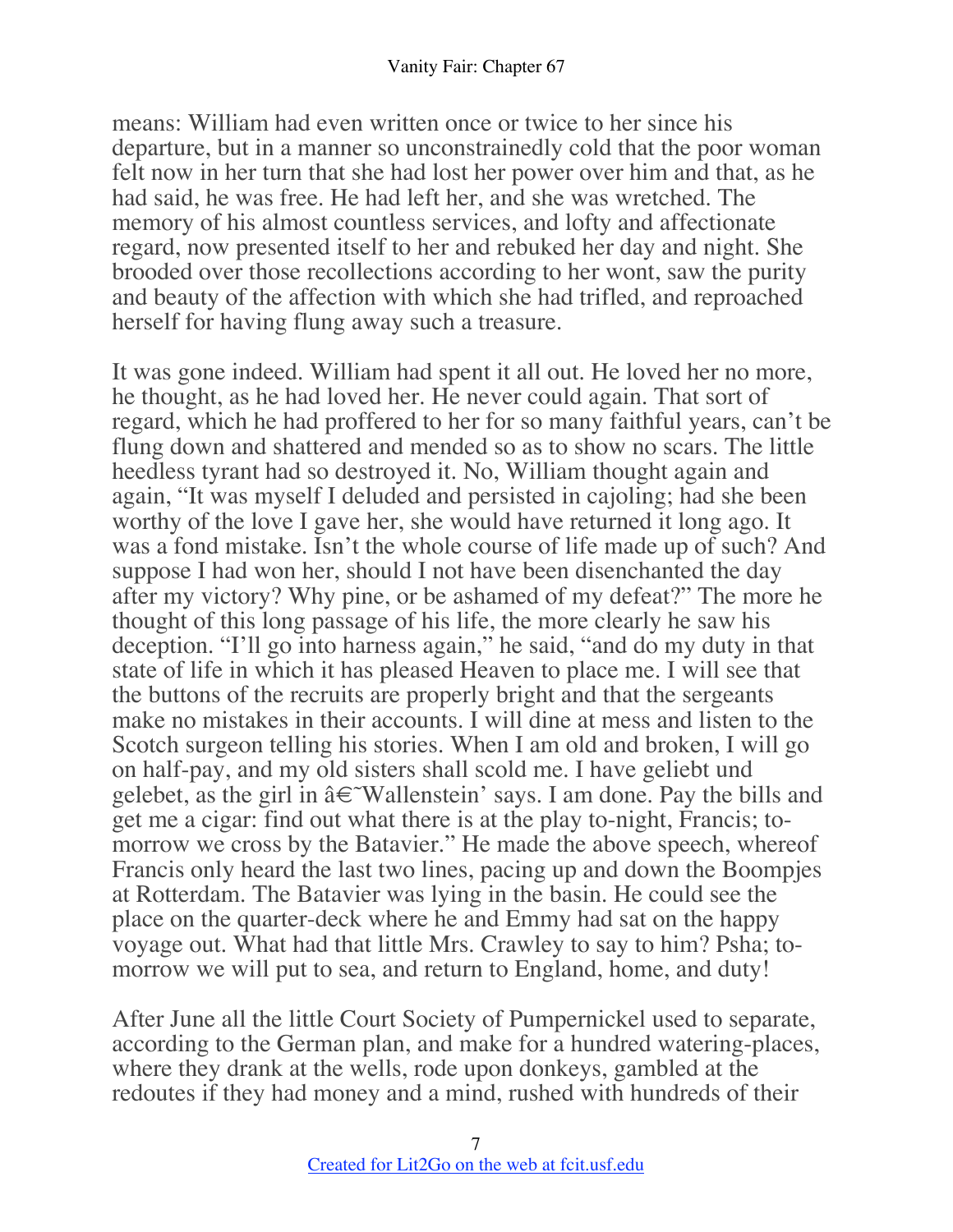means: William had even written once or twice to her since his departure, but in a manner so unconstrainedly cold that the poor woman felt now in her turn that she had lost her power over him and that, as he had said, he was free. He had left her, and she was wretched. The memory of his almost countless services, and lofty and affectionate regard, now presented itself to her and rebuked her day and night. She brooded over those recollections according to her wont, saw the purity and beauty of the affection with which she had trifled, and reproached herself for having flung away such a treasure.

It was gone indeed. William had spent it all out. He loved her no more, he thought, as he had loved her. He never could again. That sort of regard, which he had proffered to her for so many faithful years, can't be flung down and shattered and mended so as to show no scars. The little heedless tyrant had so destroyed it. No, William thought again and again, "It was myself I deluded and persisted in cajoling; had she been worthy of the love I gave her, she would have returned it long ago. It was a fond mistake. Isn't the whole course of life made up of such? And suppose I had won her, should I not have been disenchanted the day after my victory? Why pine, or be ashamed of my defeat?" The more he thought of this long passage of his life, the more clearly he saw his deception. "I'll go into harness again," he said, "and do my duty in that state of life in which it has pleased Heaven to place me. I will see that the buttons of the recruits are properly bright and that the sergeants make no mistakes in their accounts. I will dine at mess and listen to the Scotch surgeon telling his stories. When I am old and broken, I will go on half-pay, and my old sisters shall scold me. I have geliebt und gelebet, as the girl in â€˜Wallenstein' says. I am done. Pay the bills and get me a cigar: find out what there is at the play to-night, Francis; to-morrow we cross by the Batavier." He made the above speech, whereof Francis only heard the last two lines, pacing up and down the Boompjes at Rotterdam. The Batavier was lying in the basin. He could see the place on the quarter-deck where he and Emmy had sat on the happy voyage out. What had that little Mrs. Crawley to say to him? Psha; to-morrow we will put to sea, and return to England, home, and duty!

After June all the little Court Society of Pumpernickel used to separate, according to the German plan, and make for a hundred watering-places, where they drank at the wells, rode upon donkeys, gambled at the redoutes if they had money and a mind, rushed with hundreds of their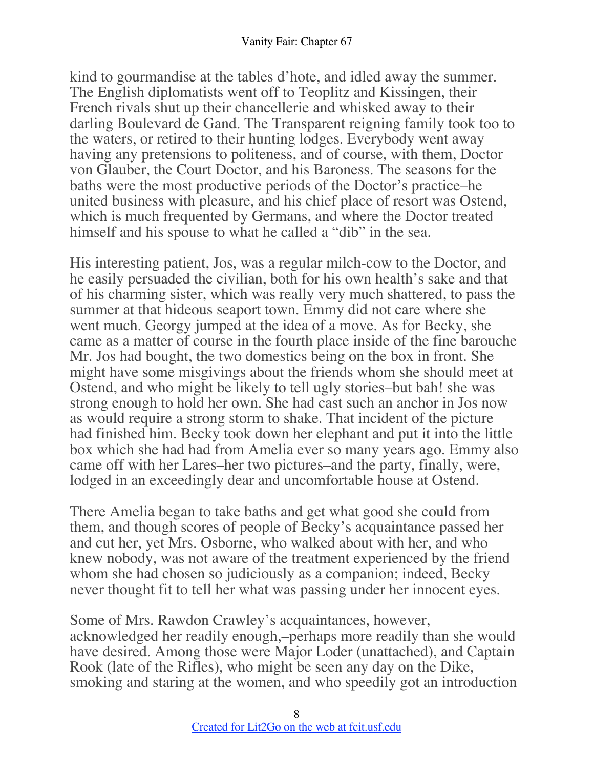kind to gourmandise at the tables d'hote, and idled away the summer. The English diplomatists went off to Teoplitz and Kissingen, their French rivals shut up their chancellerie and whisked away to their darling Boulevard de Gand. The Transparent reigning family took too to the waters, or retired to their hunting lodges. Everybody went away having any pretensions to politeness, and of course, with them, Doctor von Glauber, the Court Doctor, and his Baroness. The seasons for the baths were the most productive periods of the Doctor's practice–he united business with pleasure, and his chief place of resort was Ostend, which is much frequented by Germans, and where the Doctor treated himself and his spouse to what he called a "dib" in the sea.

His interesting patient, Jos, was a regular milch-cow to the Doctor, and he easily persuaded the civilian, both for his own health's sake and that of his charming sister, which was really very much shattered, to pass the summer at that hideous seaport town. Emmy did not care where she went much. Georgy jumped at the idea of a move. As for Becky, she came as a matter of course in the fourth place inside of the fine barouche Mr. Jos had bought, the two domestics being on the box in front. She might have some misgivings about the friends whom she should meet at Ostend, and who might be likely to tell ugly stories–but bah! she was strong enough to hold her own. She had cast such an anchor in Jos now as would require a strong storm to shake. That incident of the picture had finished him. Becky took down her elephant and put it into the little box which she had had from Amelia ever so many years ago. Emmy also came off with her Lares–her two pictures–and the party, finally, were, lodged in an exceedingly dear and uncomfortable house at Ostend.

There Amelia began to take baths and get what good she could from them, and though scores of people of Becky's acquaintance passed her and cut her, yet Mrs. Osborne, who walked about with her, and who knew nobody, was not aware of the treatment experienced by the friend whom she had chosen so judiciously as a companion; indeed, Becky never thought fit to tell her what was passing under her innocent eyes.

Some of Mrs. Rawdon Crawley's acquaintances, however, acknowledged her readily enough,–perhaps more readily than she would have desired. Among those were Major Loder (unattached), and Captain Rook (late of the Rifles), who might be seen any day on the Dike, smoking and staring at the women, and who speedily got an introduction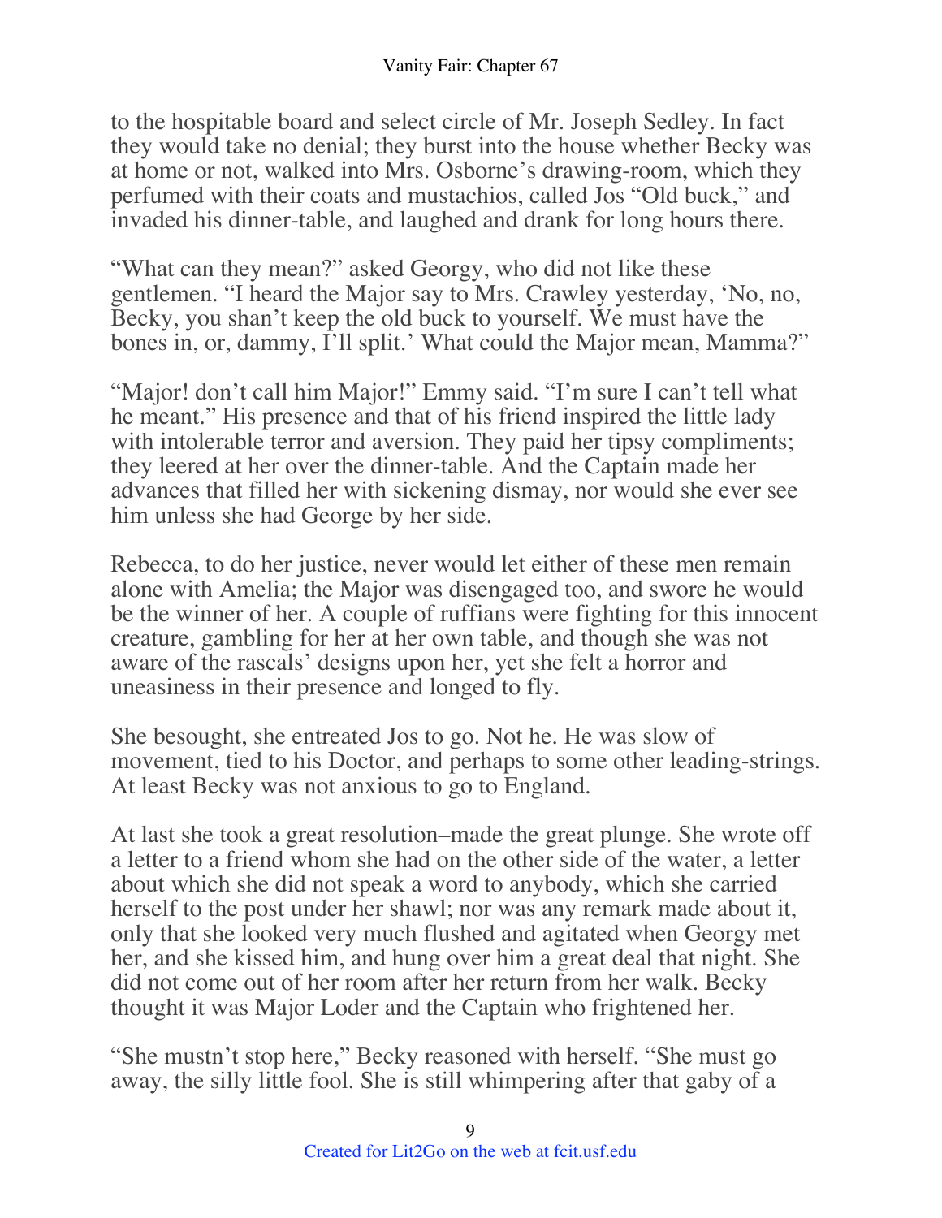to the hospitable board and select circle of Mr. Joseph Sedley. In fact they would take no denial; they burst into the house whether Becky was at home or not, walked into Mrs. Osborne's drawing-room, which they perfumed with their coats and mustachios, called Jos "Old buck," and invaded his dinner-table, and laughed and drank for long hours there.

"What can they mean?" asked Georgy, who did not like these gentlemen. "I heard the Major say to Mrs. Crawley yesterday, 'No, no, Becky, you shan't keep the old buck to yourself. We must have the bones in, or, dammy, I'll split.' What could the Major mean, Mamma?"

"Major! don't call him Major!" Emmy said. "I'm sure I can't tell what he meant." His presence and that of his friend inspired the little lady with intolerable terror and aversion. They paid her tipsy compliments; they leered at her over the dinner-table. And the Captain made her advances that filled her with sickening dismay, nor would she ever see him unless she had George by her side.

Rebecca, to do her justice, never would let either of these men remain alone with Amelia; the Major was disengaged too, and swore he would be the winner of her. A couple of ruffians were fighting for this innocent creature, gambling for her at her own table, and though she was not aware of the rascals' designs upon her, yet she felt a horror and uneasiness in their presence and longed to fly.

She besought, she entreated Jos to go. Not he. He was slow of movement, tied to his Doctor, and perhaps to some other leading-strings. At least Becky was not anxious to go to England.

At last she took a great resolution–made the great plunge. She wrote off a letter to a friend whom she had on the other side of the water, a letter about which she did not speak a word to anybody, which she carried herself to the post under her shawl; nor was any remark made about it, only that she looked very much flushed and agitated when Georgy met her, and she kissed him, and hung over him a great deal that night. She did not come out of her room after her return from her walk. Becky thought it was Major Loder and the Captain who frightened her.

"She mustn't stop here," Becky reasoned with herself. "She must go away, the silly little fool. She is still whimpering after that gaby of a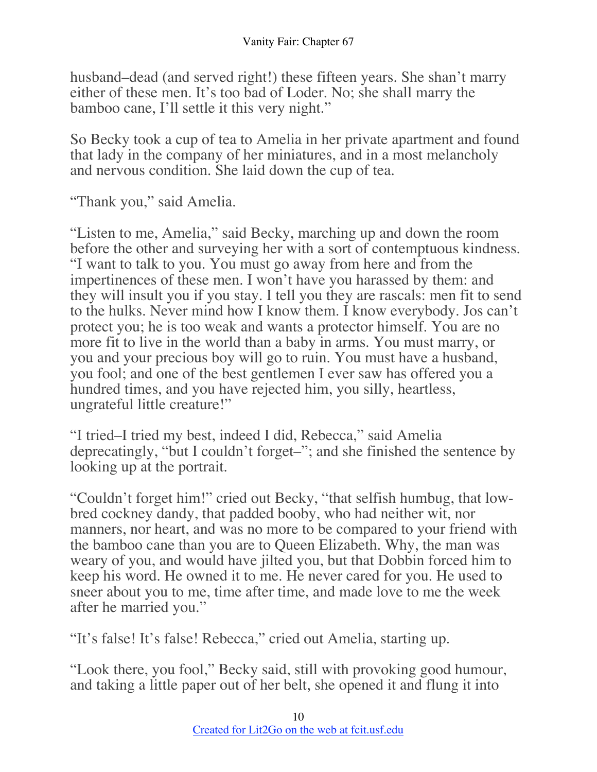husband–dead (and served right!) these fifteen years. She shan't marry either of these men. It's too bad of Loder. No; she shall marry the bamboo cane, I'll settle it this very night."

So Becky took a cup of tea to Amelia in her private apartment and found that lady in the company of her miniatures, and in a most melancholy and nervous condition. She laid down the cup of tea.

"Thank you," said Amelia.

"Listen to me, Amelia," said Becky, marching up and down the room before the other and surveying her with a sort of contemptuous kindness. "I want to talk to you. You must go away from here and from the impertinences of these men. I won't have you harassed by them: and they will insult you if you stay. I tell you they are rascals: men fit to send to the hulks. Never mind how I know them. I know everybody. Jos can't protect you; he is too weak and wants a protector himself. You are no more fit to live in the world than a baby in arms. You must marry, or you and your precious boy will go to ruin. You must have a husband, you fool; and one of the best gentlemen I ever saw has offered you a hundred times, and you have rejected him, you silly, heartless, ungrateful little creature!"

"I tried–I tried my best, indeed I did, Rebecca," said Amelia deprecatingly, "but I couldn't forget–"; and she finished the sentence by looking up at the portrait.

"Couldn't forget him!" cried out Becky, "that selfish humbug, that low-bred cockney dandy, that padded booby, who had neither wit, nor manners, nor heart, and was no more to be compared to your friend with the bamboo cane than you are to Queen Elizabeth. Why, the man was weary of you, and would have jilted you, but that Dobbin forced him to keep his word. He owned it to me. He never cared for you. He used to sneer about you to me, time after time, and made love to me the week after he married you."

"It's false! It's false! Rebecca," cried out Amelia, starting up.

"Look there, you fool," Becky said, still with provoking good humour, and taking a little paper out of her belt, she opened it and flung it into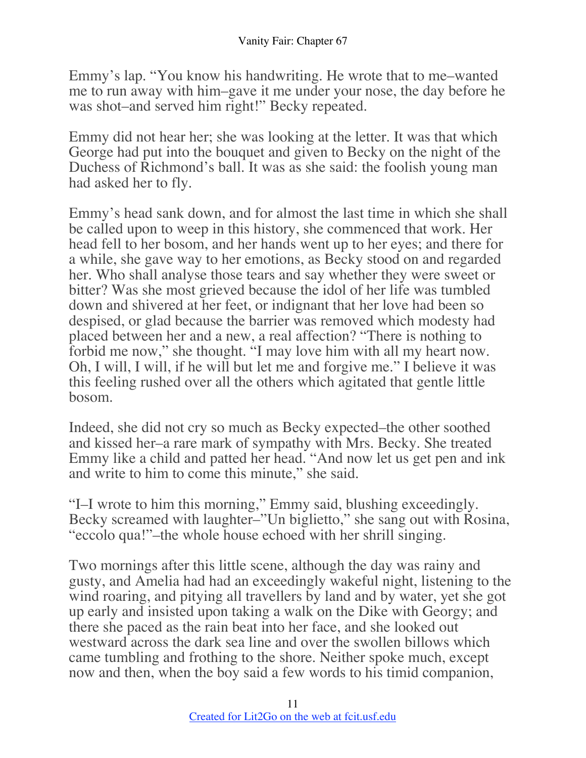Emmy's lap. "You know his handwriting. He wrote that to me–wanted me to run away with him–gave it me under your nose, the day before he was shot–and served him right!" Becky repeated.

Emmy did not hear her; she was looking at the letter. It was that which George had put into the bouquet and given to Becky on the night of the Duchess of Richmond's ball. It was as she said: the foolish young man had asked her to fly.

Emmy's head sank down, and for almost the last time in which she shall be called upon to weep in this history, she commenced that work. Her head fell to her bosom, and her hands went up to her eyes; and there for a while, she gave way to her emotions, as Becky stood on and regarded her. Who shall analyse those tears and say whether they were sweet or bitter? Was she most grieved because the idol of her life was tumbled down and shivered at her feet, or indignant that her love had been so despised, or glad because the barrier was removed which modesty had placed between her and a new, a real affection? "There is nothing to forbid me now," she thought. "I may love him with all my heart now. Oh, I will, I will, if he will but let me and forgive me." I believe it was this feeling rushed over all the others which agitated that gentle little bosom.

Indeed, she did not cry so much as Becky expected–the other soothed and kissed her–a rare mark of sympathy with Mrs. Becky. She treated Emmy like a child and patted her head. "And now let us get pen and ink and write to him to come this minute," she said.

"I–I wrote to him this morning," Emmy said, blushing exceedingly. Becky screamed with laughter–"Un biglietto," she sang out with Rosina, "eccolo qua!"–the whole house echoed with her shrill singing.

Two mornings after this little scene, although the day was rainy and gusty, and Amelia had had an exceedingly wakeful night, listening to the wind roaring, and pitying all travellers by land and by water, yet she got up early and insisted upon taking a walk on the Dike with Georgy; and there she paced as the rain beat into her face, and she looked out westward across the dark sea line and over the swollen billows which came tumbling and frothing to the shore. Neither spoke much, except now and then, when the boy said a few words to his timid companion,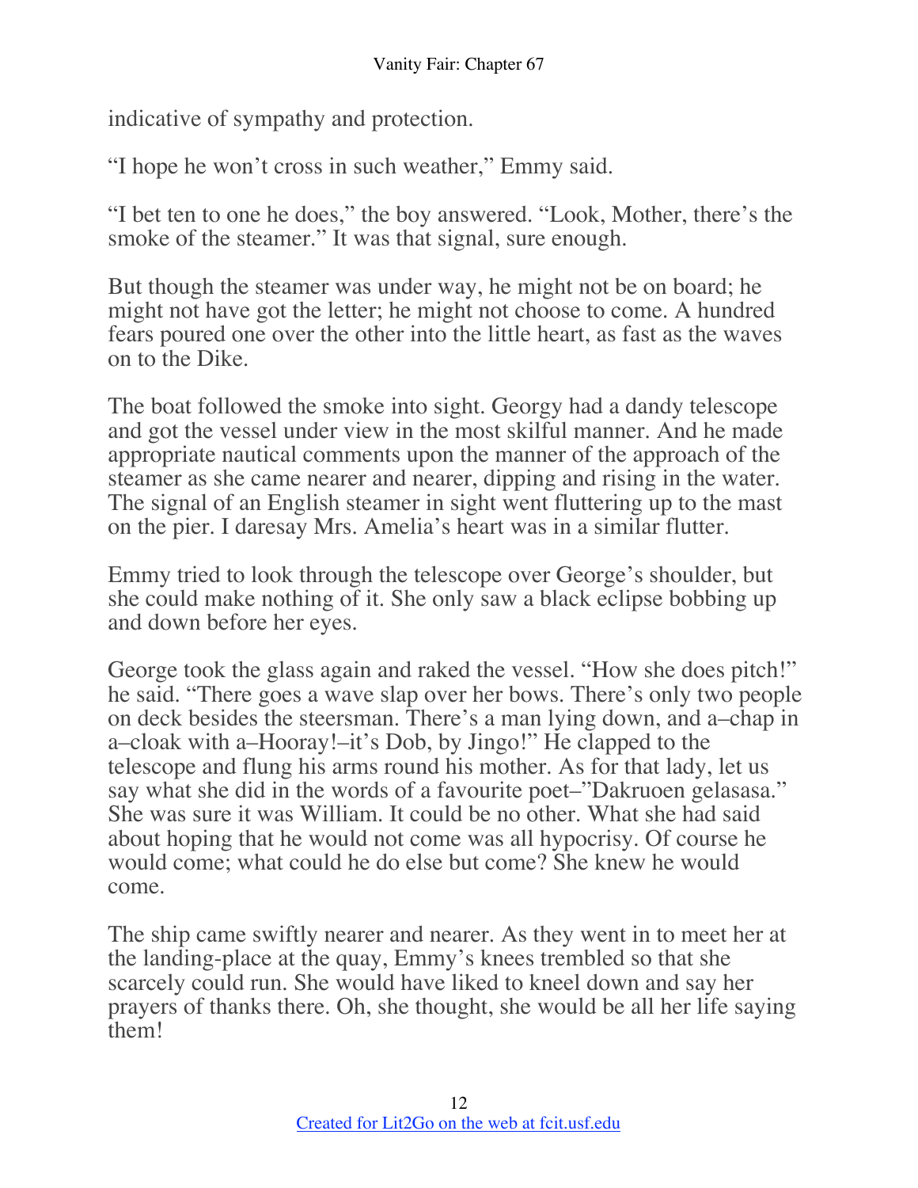indicative of sympathy and protection.

“I hope he won’t cross in such weather,” Emmy said.

“I bet ten to one he does,” the boy answered. “Look, Mother, there’s the smoke of the steamer.” It was that signal, sure enough.

But though the steamer was under way, he might not be on board; he might not have got the letter; he might not choose to come. A hundred fears poured one over the other into the little heart, as fast as the waves on to the Dike.

The boat followed the smoke into sight. Georgy had a dandy telescope and got the vessel under view in the most skilful manner. And he made appropriate nautical comments upon the manner of the approach of the steamer as she came nearer and nearer, dipping and rising in the water. The signal of an English steamer in sight went fluttering up to the mast on the pier. I daresay Mrs. Amelia’s heart was in a similar flutter.

Emmy tried to look through the telescope over George’s shoulder, but she could make nothing of it. She only saw a black eclipse bobbing up and down before her eyes.

George took the glass again and raked the vessel. “How she does pitch!” he said. “There goes a wave slap over her bows. There’s only two people on deck besides the steersman. There’s a man lying down, and a–chap in a–cloak with a–Hooray!–it’s Dob, by Jingo!” He clapped to the telescope and flung his arms round his mother. As for that lady, let us say what she did in the words of a favourite poet–”Dakruoen gelasasa.” She was sure it was William. It could be no other. What she had said about hoping that he would not come was all hypocrisy. Of course he would come; what could he do else but come? She knew he would come.

The ship came swiftly nearer and nearer. As they went in to meet her at the landing-place at the quay, Emmy’s knees trembled so that she scarcely could run. She would have liked to kneel down and say her prayers of thanks there. Oh, she thought, she would be all her life saying them!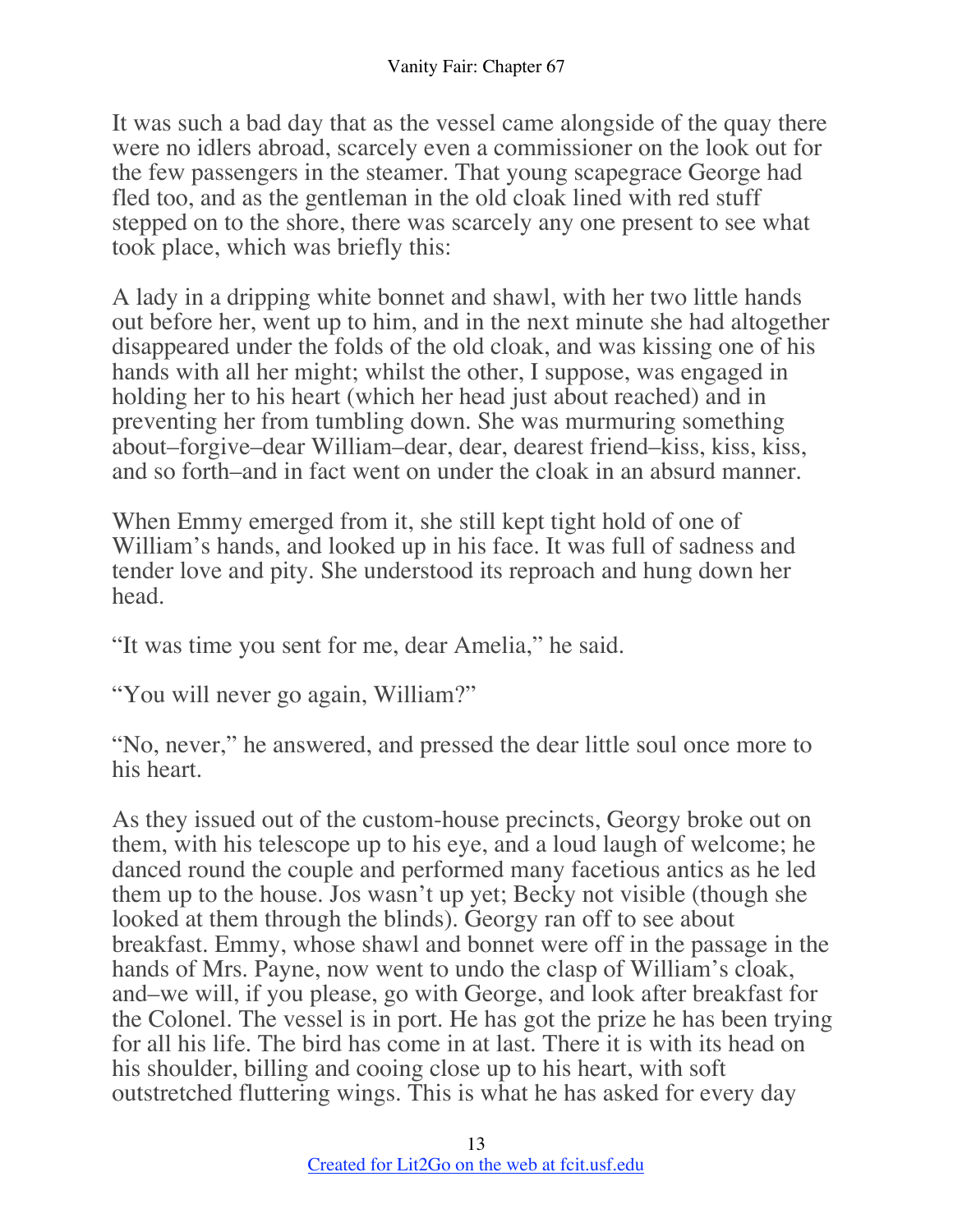It was such a bad day that as the vessel came alongside of the quay there were no idlers abroad, scarcely even a commissioner on the look out for the few passengers in the steamer. That young scapegrace George had fled too, and as the gentleman in the old cloak lined with red stuff stepped on to the shore, there was scarcely any one present to see what took place, which was briefly this:

A lady in a dripping white bonnet and shawl, with her two little hands out before her, went up to him, and in the next minute she had altogether disappeared under the folds of the old cloak, and was kissing one of his hands with all her might; whilst the other, I suppose, was engaged in holding her to his heart (which her head just about reached) and in preventing her from tumbling down. She was murmuring something about–forgive–dear William–dear, dear, dearest friend–kiss, kiss, kiss, and so forth–and in fact went on under the cloak in an absurd manner.

When Emmy emerged from it, she still kept tight hold of one of William's hands, and looked up in his face. It was full of sadness and tender love and pity. She understood its reproach and hung down her head.

"It was time you sent for me, dear Amelia," he said.

"You will never go again, William?"

"No, never," he answered, and pressed the dear little soul once more to his heart.

As they issued out of the custom-house precincts, Georgy broke out on them, with his telescope up to his eye, and a loud laugh of welcome; he danced round the couple and performed many facetious antics as he led them up to the house. Jos wasn't up yet; Becky not visible (though she looked at them through the blinds). Georgy ran off to see about breakfast. Emmy, whose shawl and bonnet were off in the passage in the hands of Mrs. Payne, now went to undo the clasp of William's cloak, and–we will, if you please, go with George, and look after breakfast for the Colonel. The vessel is in port. He has got the prize he has been trying for all his life. The bird has come in at last. There it is with its head on his shoulder, billing and cooing close up to his heart, with soft outstretched fluttering wings. This is what he has asked for every day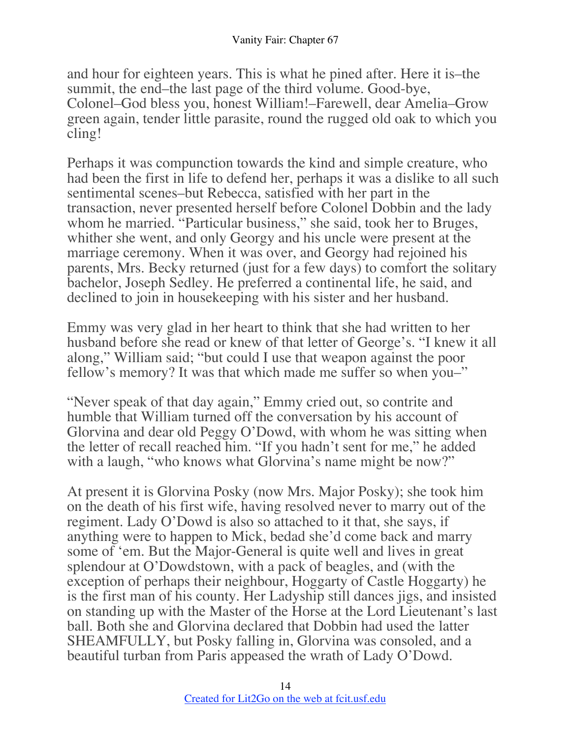and hour for eighteen years. This is what he pined after. Here it is–the summit, the end–the last page of the third volume. Good-bye, Colonel–God bless you, honest William!–Farewell, dear Amelia–Grow green again, tender little parasite, round the rugged old oak to which you cling!

Perhaps it was compunction towards the kind and simple creature, who had been the first in life to defend her, perhaps it was a dislike to all such sentimental scenes–but Rebecca, satisfied with her part in the transaction, never presented herself before Colonel Dobbin and the lady whom he married. "Particular business," she said, took her to Bruges, whither she went, and only Georgy and his uncle were present at the marriage ceremony. When it was over, and Georgy had rejoined his parents, Mrs. Becky returned (just for a few days) to comfort the solitary bachelor, Joseph Sedley. He preferred a continental life, he said, and declined to join in housekeeping with his sister and her husband.

Emmy was very glad in her heart to think that she had written to her husband before she read or knew of that letter of George's. "I knew it all along," William said; "but could I use that weapon against the poor fellow's memory? It was that which made me suffer so when you–"

"Never speak of that day again," Emmy cried out, so contrite and humble that William turned off the conversation by his account of Glorvina and dear old Peggy O'Dowd, with whom he was sitting when the letter of recall reached him. "If you hadn't sent for me," he added with a laugh, "who knows what Glorvina's name might be now?"

At present it is Glorvina Posky (now Mrs. Major Posky); she took him on the death of his first wife, having resolved never to marry out of the regiment. Lady O'Dowd is also so attached to it that, she says, if anything were to happen to Mick, bedad she'd come back and marry some of 'em. But the Major-General is quite well and lives in great splendour at O'Dowdstown, with a pack of beagles, and (with the exception of perhaps their neighbour, Hoggarty of Castle Hoggarty) he is the first man of his county. Her Ladyship still dances jigs, and insisted on standing up with the Master of the Horse at the Lord Lieutenant's last ball. Both she and Glorvina declared that Dobbin had used the latter SHEAMFULLY, but Posky falling in, Glorvina was consoled, and a beautiful turban from Paris appeased the wrath of Lady O'Dowd.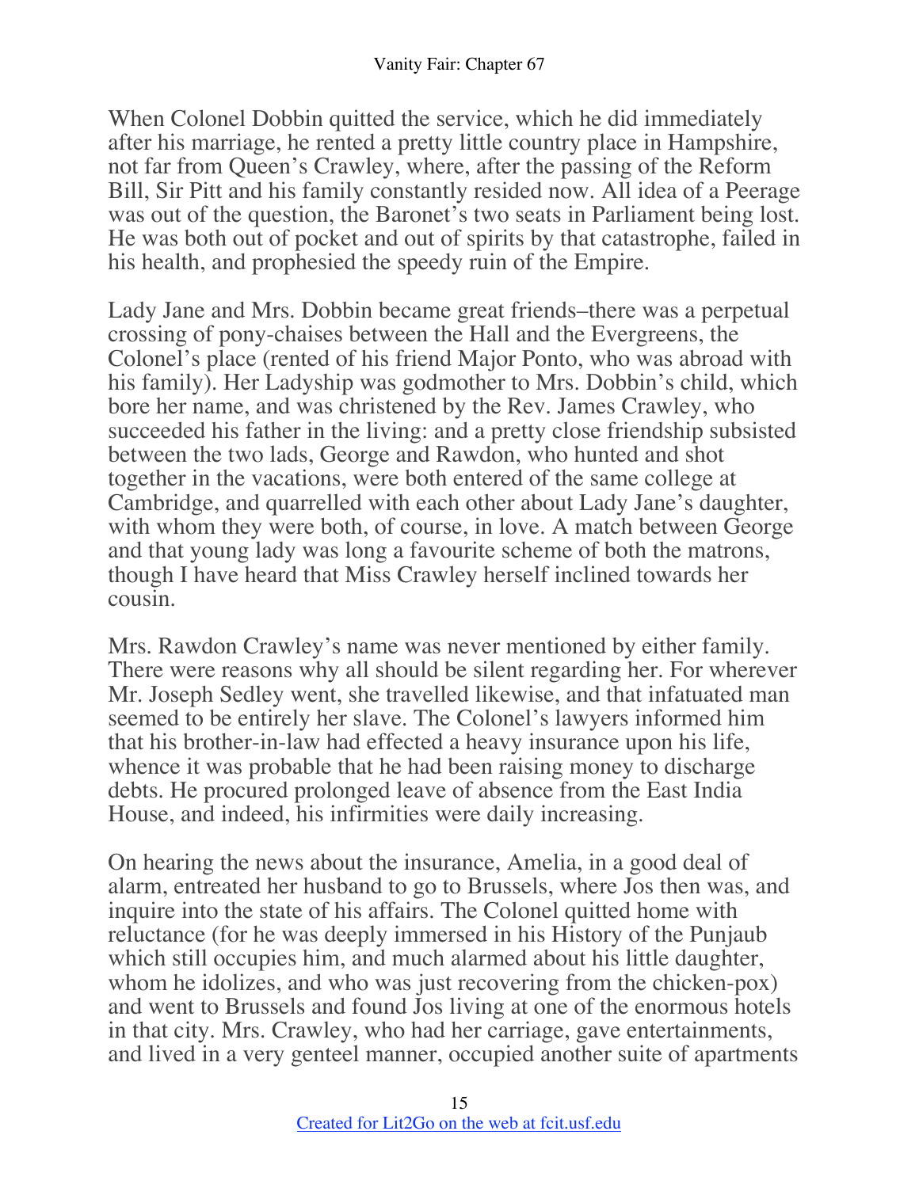When Colonel Dobbin quitted the service, which he did immediately after his marriage, he rented a pretty little country place in Hampshire, not far from Queen's Crawley, where, after the passing of the Reform Bill, Sir Pitt and his family constantly resided now. All idea of a Peerage was out of the question, the Baronet's two seats in Parliament being lost. He was both out of pocket and out of spirits by that catastrophe, failed in his health, and prophesied the speedy ruin of the Empire.

Lady Jane and Mrs. Dobbin became great friends–there was a perpetual crossing of pony-chaises between the Hall and the Evergreens, the Colonel's place (rented of his friend Major Ponto, who was abroad with his family). Her Ladyship was godmother to Mrs. Dobbin's child, which bore her name, and was christened by the Rev. James Crawley, who succeeded his father in the living: and a pretty close friendship subsisted between the two lads, George and Rawdon, who hunted and shot together in the vacations, were both entered of the same college at Cambridge, and quarrelled with each other about Lady Jane's daughter, with whom they were both, of course, in love. A match between George and that young lady was long a favourite scheme of both the matrons, though I have heard that Miss Crawley herself inclined towards her cousin.

Mrs. Rawdon Crawley's name was never mentioned by either family. There were reasons why all should be silent regarding her. For wherever Mr. Joseph Sedley went, she travelled likewise, and that infatuated man seemed to be entirely her slave. The Colonel's lawyers informed him that his brother-in-law had effected a heavy insurance upon his life, whence it was probable that he had been raising money to discharge debts. He procured prolonged leave of absence from the East India House, and indeed, his infirmities were daily increasing.

On hearing the news about the insurance, Amelia, in a good deal of alarm, entreated her husband to go to Brussels, where Jos then was, and inquire into the state of his affairs. The Colonel quitted home with reluctance (for he was deeply immersed in his History of the Punjaub which still occupies him, and much alarmed about his little daughter, whom he idolizes, and who was just recovering from the chicken-pox) and went to Brussels and found Jos living at one of the enormous hotels in that city. Mrs. Crawley, who had her carriage, gave entertainments, and lived in a very genteel manner, occupied another suite of apartments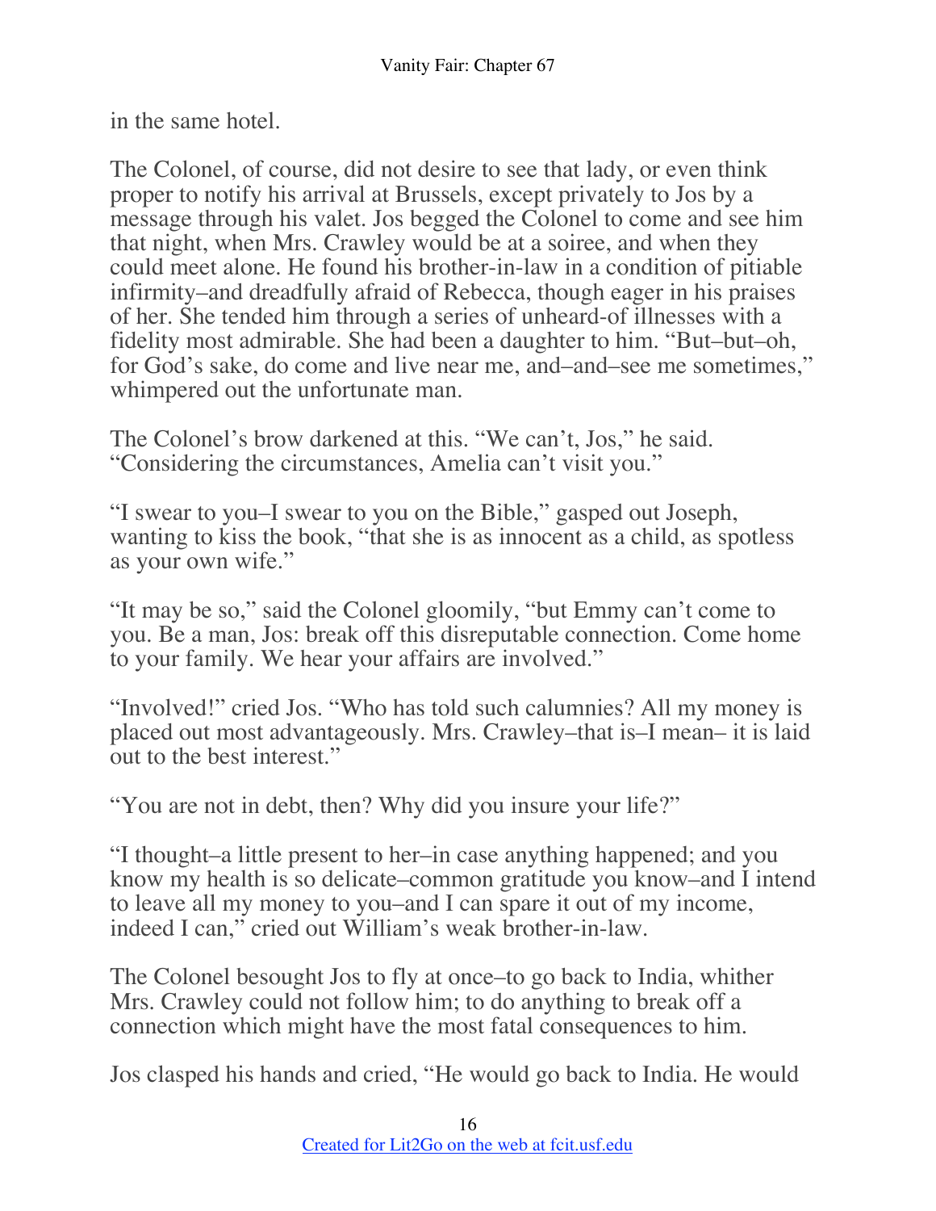in the same hotel.

The Colonel, of course, did not desire to see that lady, or even think proper to notify his arrival at Brussels, except privately to Jos by a message through his valet. Jos begged the Colonel to come and see him that night, when Mrs. Crawley would be at a soiree, and when they could meet alone. He found his brother-in-law in a condition of pitiable infirmity–and dreadfully afraid of Rebecca, though eager in his praises of her. She tended him through a series of unheard-of illnesses with a fidelity most admirable. She had been a daughter to him. "But–but–oh, for God's sake, do come and live near me, and–and–see me sometimes," whimpered out the unfortunate man.

The Colonel's brow darkened at this. "We can't, Jos," he said. "Considering the circumstances, Amelia can't visit you."

"I swear to you–I swear to you on the Bible," gasped out Joseph, wanting to kiss the book, "that she is as innocent as a child, as spotless as your own wife."

"It may be so," said the Colonel gloomily, "but Emmy can't come to you. Be a man, Jos: break off this disreputable connection. Come home to your family. We hear your affairs are involved."

"Involved!" cried Jos. "Who has told such calumnies? All my money is placed out most advantageously. Mrs. Crawley–that is–I mean– it is laid out to the best interest."

"You are not in debt, then? Why did you insure your life?"

"I thought–a little present to her–in case anything happened; and you know my health is so delicate–common gratitude you know–and I intend to leave all my money to you–and I can spare it out of my income, indeed I can," cried out William's weak brother-in-law.

The Colonel besought Jos to fly at once–to go back to India, whither Mrs. Crawley could not follow him; to do anything to break off a connection which might have the most fatal consequences to him.

Jos clasped his hands and cried, "He would go back to India. He would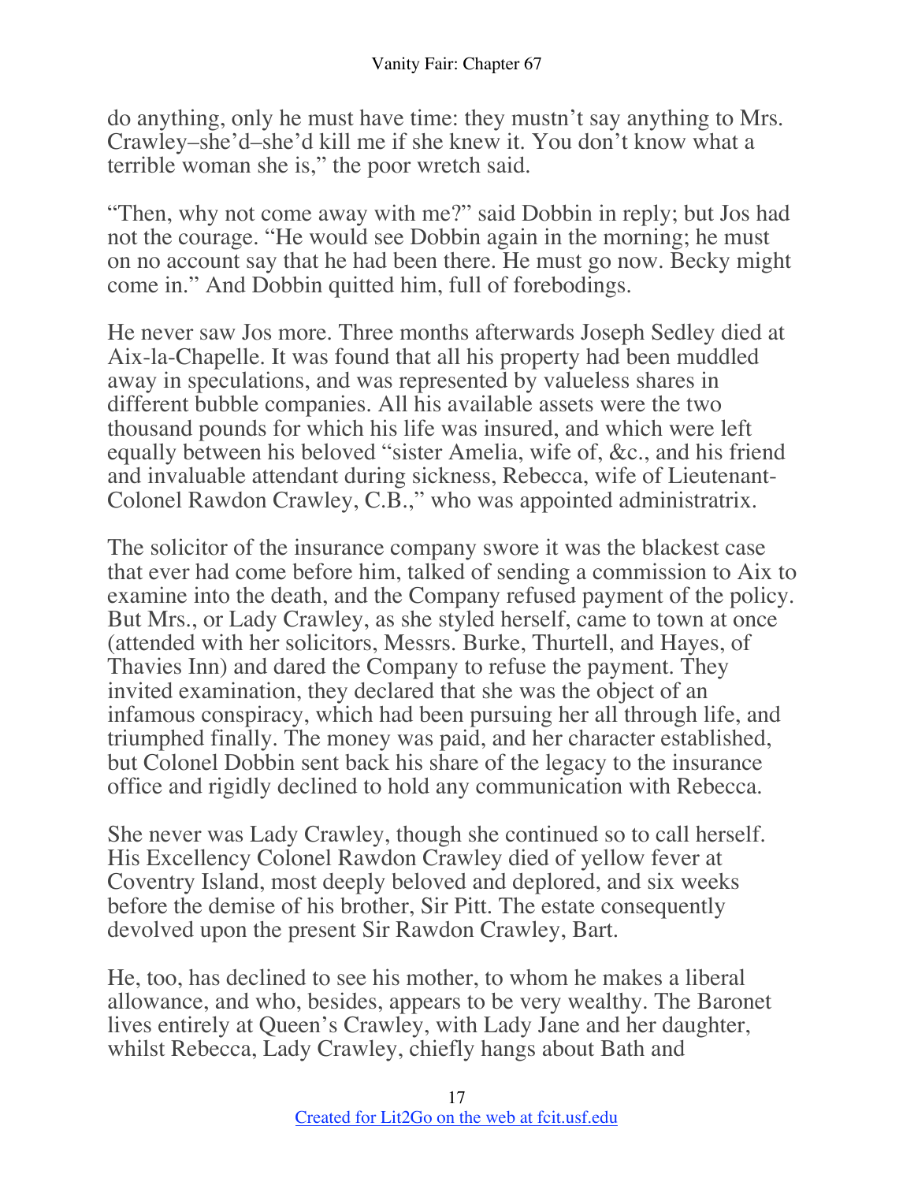do anything, only he must have time: they mustn't say anything to Mrs. Crawley–she'd–she'd kill me if she knew it. You don't know what a terrible woman she is," the poor wretch said.

"Then, why not come away with me?" said Dobbin in reply; but Jos had not the courage. "He would see Dobbin again in the morning; he must on no account say that he had been there. He must go now. Becky might come in." And Dobbin quitted him, full of forebodings.

He never saw Jos more. Three months afterwards Joseph Sedley died at Aix-la-Chapelle. It was found that all his property had been muddled away in speculations, and was represented by valueless shares in different bubble companies. All his available assets were the two thousand pounds for which his life was insured, and which were left equally between his beloved "sister Amelia, wife of, &c., and his friend and invaluable attendant during sickness, Rebecca, wife of Lieutenant-Colonel Rawdon Crawley, C.B.," who was appointed administratrix.

The solicitor of the insurance company swore it was the blackest case that ever had come before him, talked of sending a commission to Aix to examine into the death, and the Company refused payment of the policy. But Mrs., or Lady Crawley, as she styled herself, came to town at once (attended with her solicitors, Messrs. Burke, Thurtell, and Hayes, of Thavies Inn) and dared the Company to refuse the payment. They invited examination, they declared that she was the object of an infamous conspiracy, which had been pursuing her all through life, and triumphed finally. The money was paid, and her character established, but Colonel Dobbin sent back his share of the legacy to the insurance office and rigidly declined to hold any communication with Rebecca.

She never was Lady Crawley, though she continued so to call herself. His Excellency Colonel Rawdon Crawley died of yellow fever at Coventry Island, most deeply beloved and deplored, and six weeks before the demise of his brother, Sir Pitt. The estate consequently devolved upon the present Sir Rawdon Crawley, Bart.

He, too, has declined to see his mother, to whom he makes a liberal allowance, and who, besides, appears to be very wealthy. The Baronet lives entirely at Queen's Crawley, with Lady Jane and her daughter, whilst Rebecca, Lady Crawley, chiefly hangs about Bath and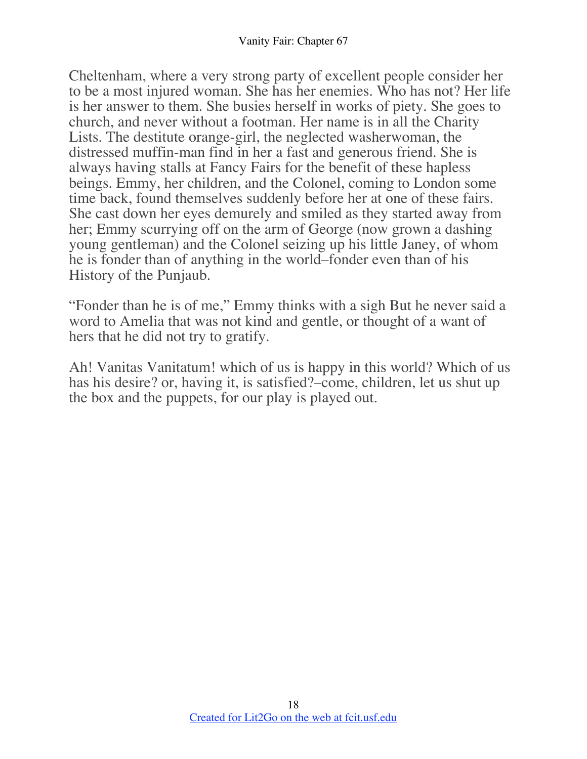Cheltenham, where a very strong party of excellent people consider her to be a most injured woman. She has her enemies. Who has not? Her life is her answer to them. She busies herself in works of piety. She goes to church, and never without a footman. Her name is in all the Charity Lists. The destitute orange-girl, the neglected washerwoman, the distressed muffin-man find in her a fast and generous friend. She is always having stalls at Fancy Fairs for the benefit of these hapless beings. Emmy, her children, and the Colonel, coming to London some time back, found themselves suddenly before her at one of these fairs. She cast down her eyes demurely and smiled as they started away from her; Emmy scurrying off on the arm of George (now grown a dashing young gentleman) and the Colonel seizing up his little Janey, of whom he is fonder than of anything in the world–fonder even than of his History of the Punjaub.

"Fonder than he is of me," Emmy thinks with a sigh But he never said a word to Amelia that was not kind and gentle, or thought of a want of hers that he did not try to gratify.

Ah! Vanitas Vanitatum! which of us is happy in this world? Which of us has his desire? or, having it, is satisfied?–come, children, let us shut up the box and the puppets, for our play is played out.